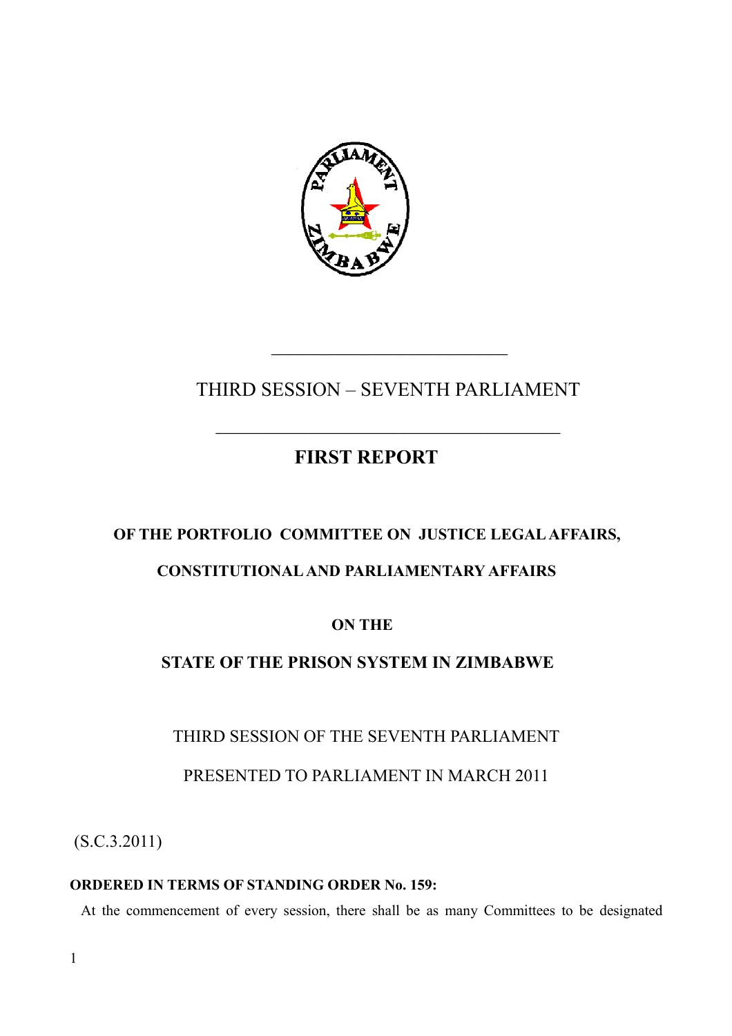THIRD SESSION – SEVENTH PARLIAMENT

# FIRST REPORT

## OF THE PORTFOLIO COMMITTEE ON JUSTICE LEGAL AFFAIRS, CONSTITUTIONAL AND PARLIAMENTARY AFFAIRS

## ON THE

## STATE OF THE PRISON SYSTEM IN ZIMBABWE

THIRD SESSION OF THE SEVENTH PARLIAMENT

PRESENTED TO PARLIAMENT IN MARCH 2011

(S.C.3.2011)

**ORDERED IN TERMS OF STANDING ORDER No. 159:**

At the commencement of every session, there shall be as many Committees to be designated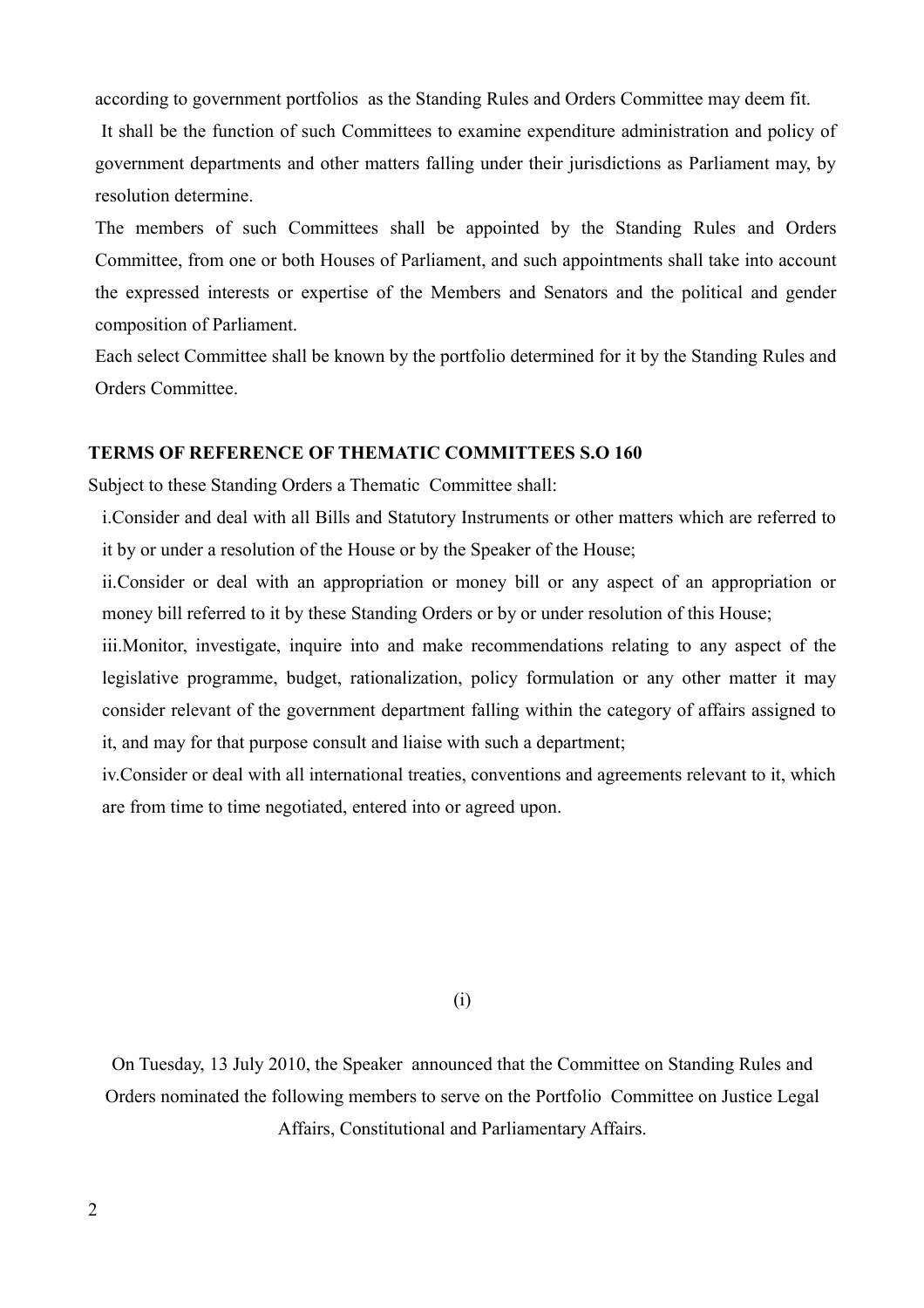according to government portfolios as the Standing Rules and Orders Committee may deem fit.

It shall be the function of such Committees to examine expenditure administration and policy of government departments and other matters falling under their jurisdictions as Parliament may, by resolution determine.

The members of such Committees shall be appointed by the Standing Rules and Orders Committee, from one or both Houses of Parliament, and such appointments shall take into account the expressed interests or expertise of the Members and Senators and the political and gender composition of Parliament.

Each select Committee shall be known by the portfolio determined for it by the Standing Rules and Orders Committee.

**TERMS OF REFERENCE OF THEMATIC COMMITTEES S.O 160**

Subject to these Standing Orders a Thematic Committee shall:

i. Consider and deal with all Bills and Statutory Instruments or other matters which are referred to it by or under a resolution of the House or by the Speaker of the House;

ii. Consider or deal with an appropriation or money bill or any aspect of an appropriation or money bill referred to it by these Standing Orders or by or under resolution of this House;

iii. Monitor, investigate, inquire into and make recommendations relating to any aspect of the legislative programme, budget, rationalization, policy formulation or any other matter it may consider relevant of the government department falling within the category of affairs assigned to it, and may for that purpose consult and liaise with such a department;

iv. Consider or deal with all international treaties, conventions and agreements relevant to it, which are from time to time negotiated, entered into or agreed upon.

(i)

On Tuesday, 13 July 2010, the Speaker announced that the Committee on Standing Rules and Orders nominated the following members to serve on the Portfolio Committee on Justice Legal Affairs, Constitutional and Parliamentary Affairs.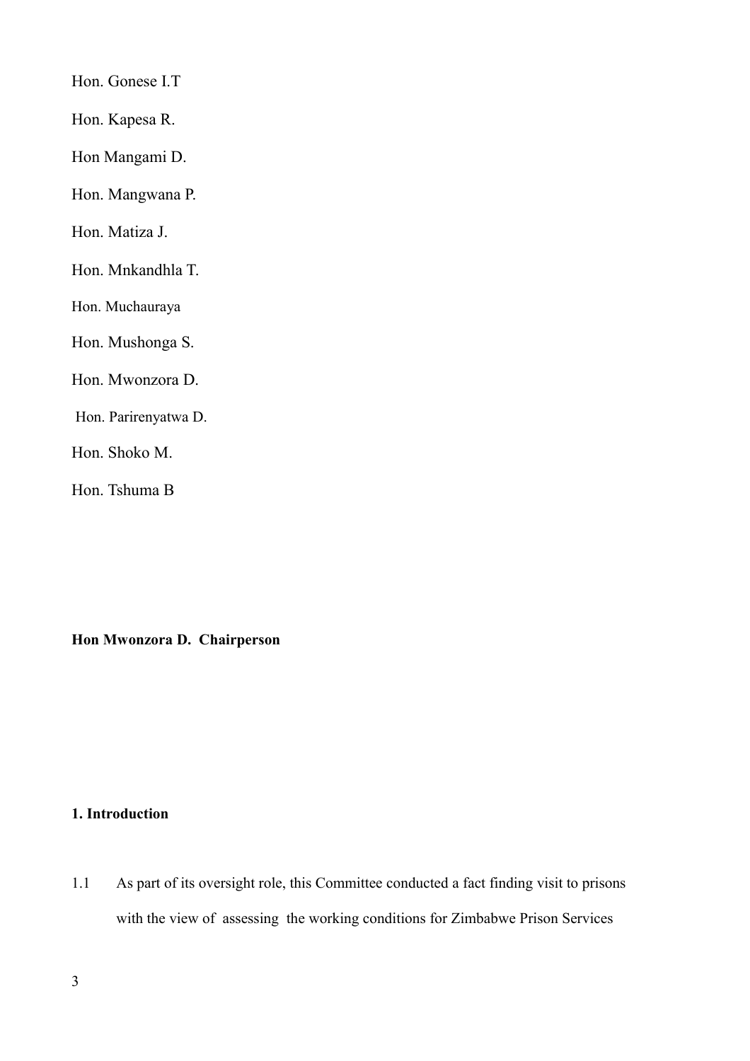Hon. Gonese I.T

Hon. Kapesa R.

Hon Mangami D.

Hon. Mangwana P.

Hon. Matiza J.

Hon. Mnkandhla T.

Hon. Muchauraya

Hon. Mushonga S.

Hon. Mwonzora D.

Hon. Parirenyatwa D.

Hon. Shoko M.

Hon. Tshuma B

**Hon Mwonzora D. Chairperson**

## 1. Introduction

1.1 As part of its oversight role, this Committee conducted a fact finding visit to prisons with the view of assessing the working conditions for Zimbabwe Prison Services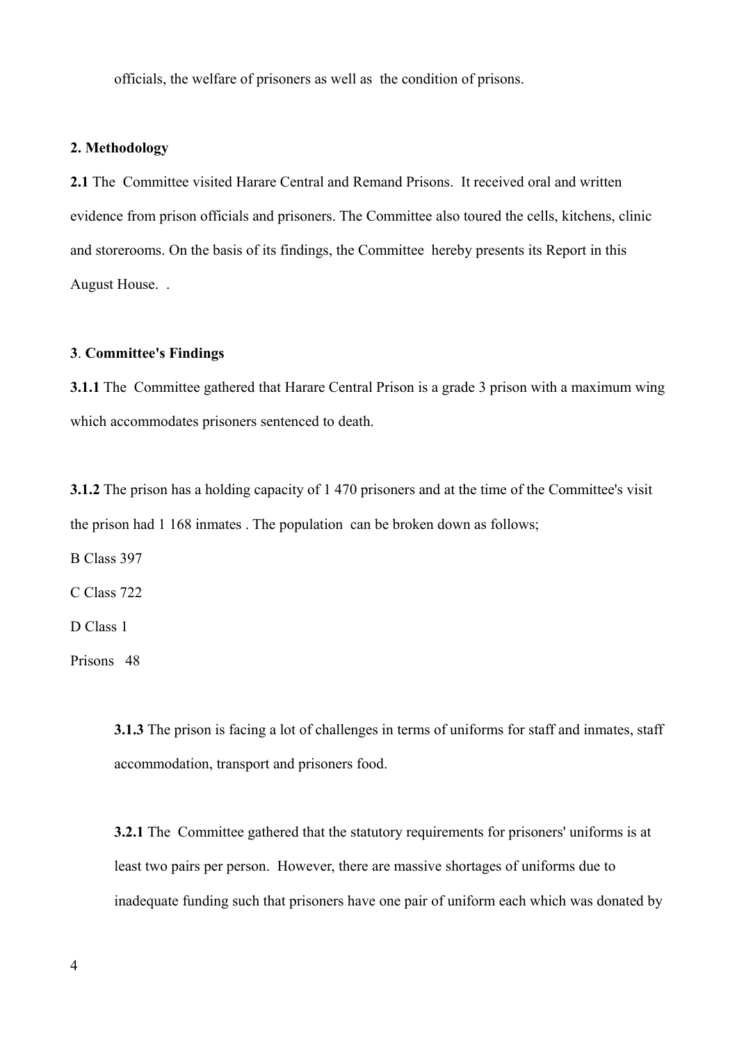officials, the welfare of prisoners as well as the condition of prisons.

**2. Methodology**

**2.1** The Committee visited Harare Central and Remand Prisons. It received oral and written evidence from prison officials and prisoners. The Committee also toured the cells, kitchens, clinic and storerooms. On the basis of its findings, the Committee hereby presents its Report in this August House. .

**3**. **Committee's Findings**

**3.1.1** The Committee gathered that Harare Central Prison is a grade 3 prison with a maximum wing which accommodates prisoners sentenced to death.

**3.1.2** The prison has a holding capacity of 1 470 prisoners and at the time of the Committee's visit the prison had 1 168 inmates . The population can be broken down as follows;

B Class 397

C Class 722

D Class 1

Prisons 48

**3.1.3** The prison is facing a lot of challenges in terms of uniforms for staff and inmates, staff accommodation, transport and prisoners food.

**3.2.1** The Committee gathered that the statutory requirements for prisoners' uniforms is at least two pairs per person. However, there are massive shortages of uniforms due to inadequate funding such that prisoners have one pair of uniform each which was donated by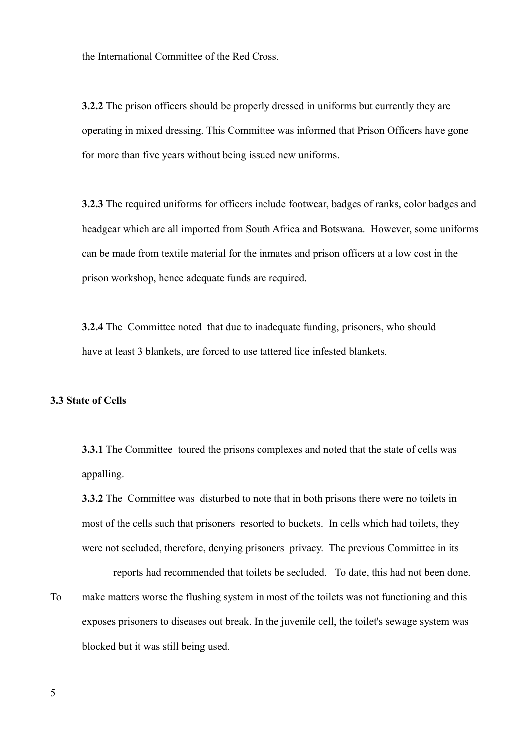the International Committee of the Red Cross.

**3.2.2** The prison officers should be properly dressed in uniforms but currently they are operating in mixed dressing. This Committee was informed that Prison Officers have gone for more than five years without being issued new uniforms.

**3.2.3** The required uniforms for officers include footwear, badges of ranks, color badges and headgear which are all imported from South Africa and Botswana. However, some uniforms can be made from textile material for the inmates and prison officers at a low cost in the prison workshop, hence adequate funds are required.

**3.2.4** The Committee noted that due to inadequate funding, prisoners, who should have at least 3 blankets, are forced to use tattered lice infested blankets.

### 3.3 State of Cells

**3.3.1** The Committee toured the prisons complexes and noted that the state of cells was appalling.

**3.3.2** The Committee was disturbed to note that in both prisons there were no toilets in most of the cells such that prisoners resorted to buckets. In cells which had toilets, they were not secluded, therefore, denying prisoners privacy. The previous Committee in its reports had recommended that toilets be secluded. To date, this had not been done. To make matters worse the flushing system in most of the toilets was not functioning and this exposes prisoners to diseases out break. In the juvenile cell, the toilet's sewage system was blocked but it was still being used.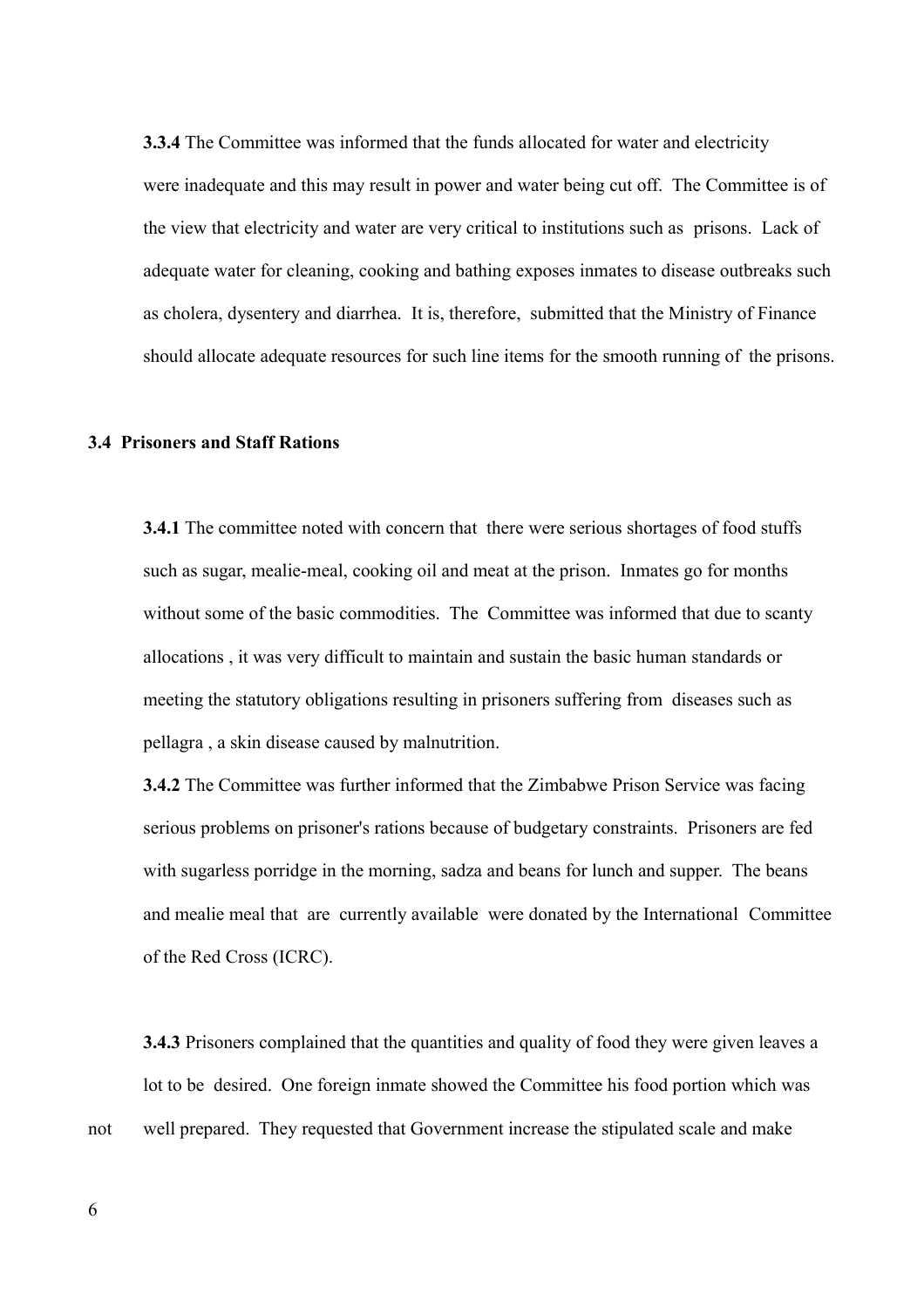**3.3.4** The Committee was informed that the funds allocated for water and electricity were inadequate and this may result in power and water being cut off. The Committee is of the view that electricity and water are very critical to institutions such as prisons. Lack of adequate water for cleaning, cooking and bathing exposes inmates to disease outbreaks such as cholera, dysentery and diarrhea. It is, therefore, submitted that the Ministry of Finance should allocate adequate resources for such line items for the smooth running of the prisons.

### 3.4 Prisoners and Staff Rations

**3.4.1** The committee noted with concern that there were serious shortages of food stuffs such as sugar, mealie-meal, cooking oil and meat at the prison. Inmates go for months without some of the basic commodities. The Committee was informed that due to scanty allocations , it was very difficult to maintain and sustain the basic human standards or meeting the statutory obligations resulting in prisoners suffering from diseases such as pellagra , a skin disease caused by malnutrition.

**3.4.2** The Committee was further informed that the Zimbabwe Prison Service was facing serious problems on prisoner's rations because of budgetary constraints. Prisoners are fed with sugarless porridge in the morning, sadza and beans for lunch and supper. The beans and mealie meal that are currently available were donated by the International Committee of the Red Cross (ICRC).

**3.4.3** Prisoners complained that the quantities and quality of food they were given leaves a lot to be desired. One foreign inmate showed the Committee his food portion which was not well prepared. They requested that Government increase the stipulated scale and make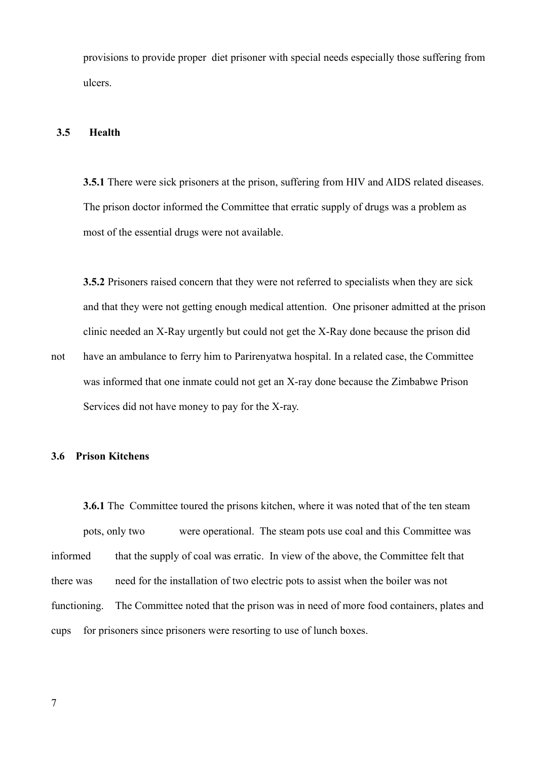provisions to provide proper diet prisoner with special needs especially those suffering from ulcers.

### 3.5 Health

**3.5.1** There were sick prisoners at the prison, suffering from HIV and AIDS related diseases. The prison doctor informed the Committee that erratic supply of drugs was a problem as most of the essential drugs were not available.

**3.5.2** Prisoners raised concern that they were not referred to specialists when they are sick and that they were not getting enough medical attention. One prisoner admitted at the prison clinic needed an X-Ray urgently but could not get the X-Ray done because the prison did not have an ambulance to ferry him to Parirenyatwa hospital. In a related case, the Committee was informed that one inmate could not get an X-ray done because the Zimbabwe Prison Services did not have money to pay for the X-ray.

### 3.6 Prison Kitchens

**3.6.1** The Committee toured the prisons kitchen, where it was noted that of the ten steam pots, only two were operational. The steam pots use coal and this Committee was informed that the supply of coal was erratic. In view of the above, the Committee felt that there was need for the installation of two electric pots to assist when the boiler was not functioning. The Committee noted that the prison was in need of more food containers, plates and cups for prisoners since prisoners were resorting to use of lunch boxes.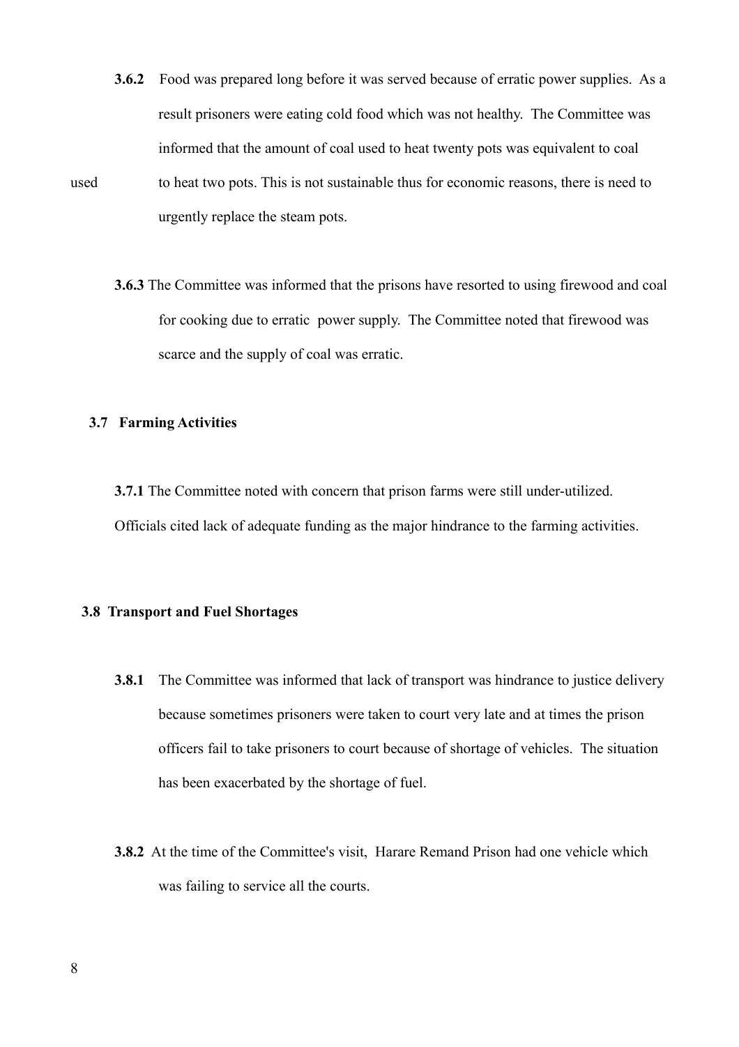**3.6.2** Food was prepared long before it was served because of erratic power supplies. As a result prisoners were eating cold food which was not healthy. The Committee was informed that the amount of coal used to heat twenty pots was equivalent to coal used to heat two pots. This is not sustainable thus for economic reasons, there is need to urgently replace the steam pots.

**3.6.3** The Committee was informed that the prisons have resorted to using firewood and coal for cooking due to erratic power supply. The Committee noted that firewood was scarce and the supply of coal was erratic.

### 3.7 Farming Activities

**3.7.1** The Committee noted with concern that prison farms were still under-utilized. Officials cited lack of adequate funding as the major hindrance to the farming activities.

### 3.8 Transport and Fuel Shortages

**3.8.1** The Committee was informed that lack of transport was hindrance to justice delivery because sometimes prisoners were taken to court very late and at times the prison officers fail to take prisoners to court because of shortage of vehicles. The situation has been exacerbated by the shortage of fuel.

**3.8.2** At the time of the Committee's visit, Harare Remand Prison had one vehicle which was failing to service all the courts.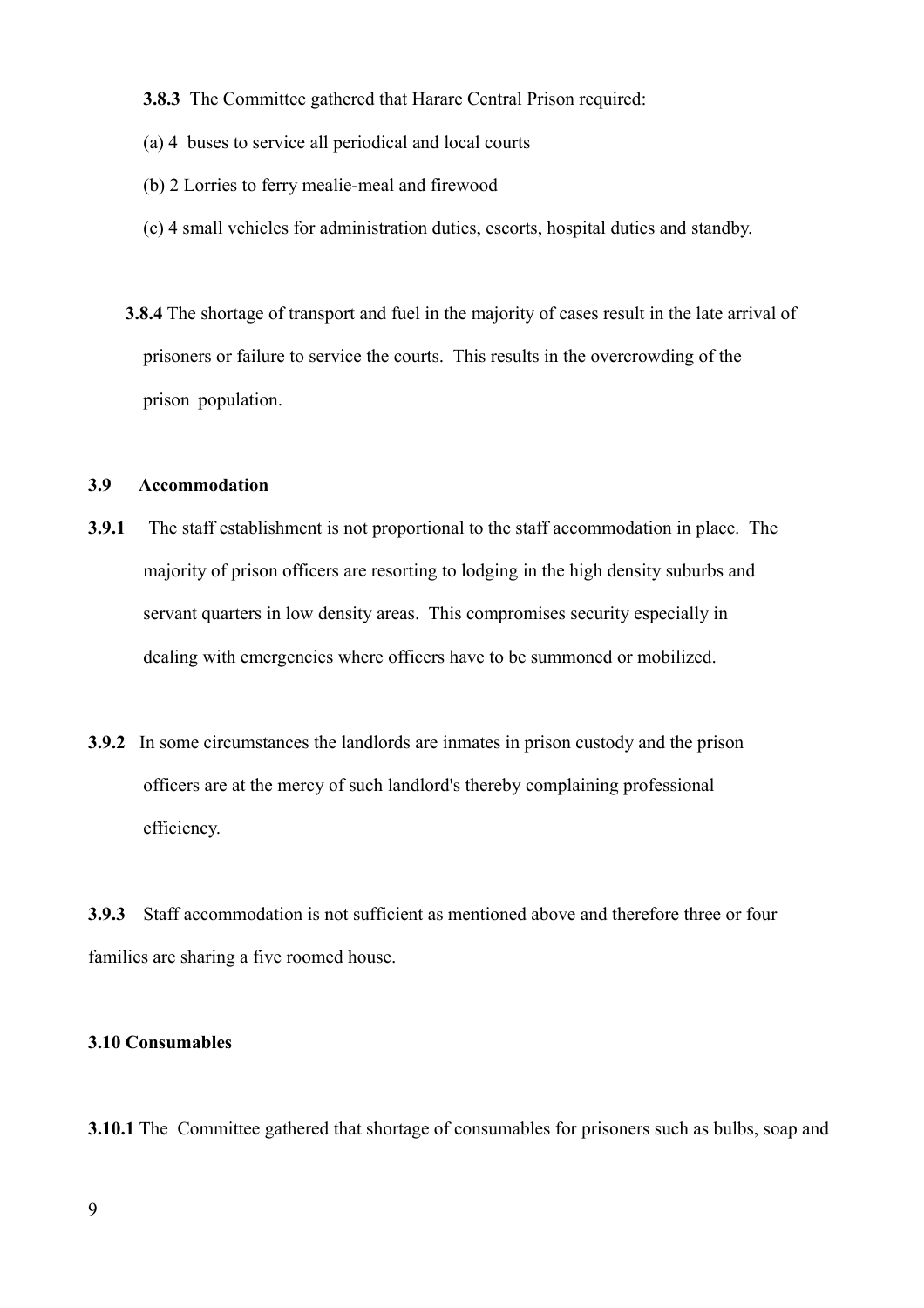**3.8.3** The Committee gathered that Harare Central Prison required:

(a) 4 buses to service all periodical and local courts

(b) 2 Lorries to ferry mealie-meal and firewood

(c) 4 small vehicles for administration duties, escorts, hospital duties and standby.

**3.8.4** The shortage of transport and fuel in the majority of cases result in the late arrival of prisoners or failure to service the courts. This results in the overcrowding of the prison population.

### 3.9 Accommodation

**3.9.1** The staff establishment is not proportional to the staff accommodation in place. The majority of prison officers are resorting to lodging in the high density suburbs and servant quarters in low density areas. This compromises security especially in dealing with emergencies where officers have to be summoned or mobilized.

**3.9.2** In some circumstances the landlords are inmates in prison custody and the prison officers are at the mercy of such landlord's thereby complaining professional efficiency.

**3.9.3** Staff accommodation is not sufficient as mentioned above and therefore three or four families are sharing a five roomed house.

### 3.10 Consumables

**3.10.1** The Committee gathered that shortage of consumables for prisoners such as bulbs, soap and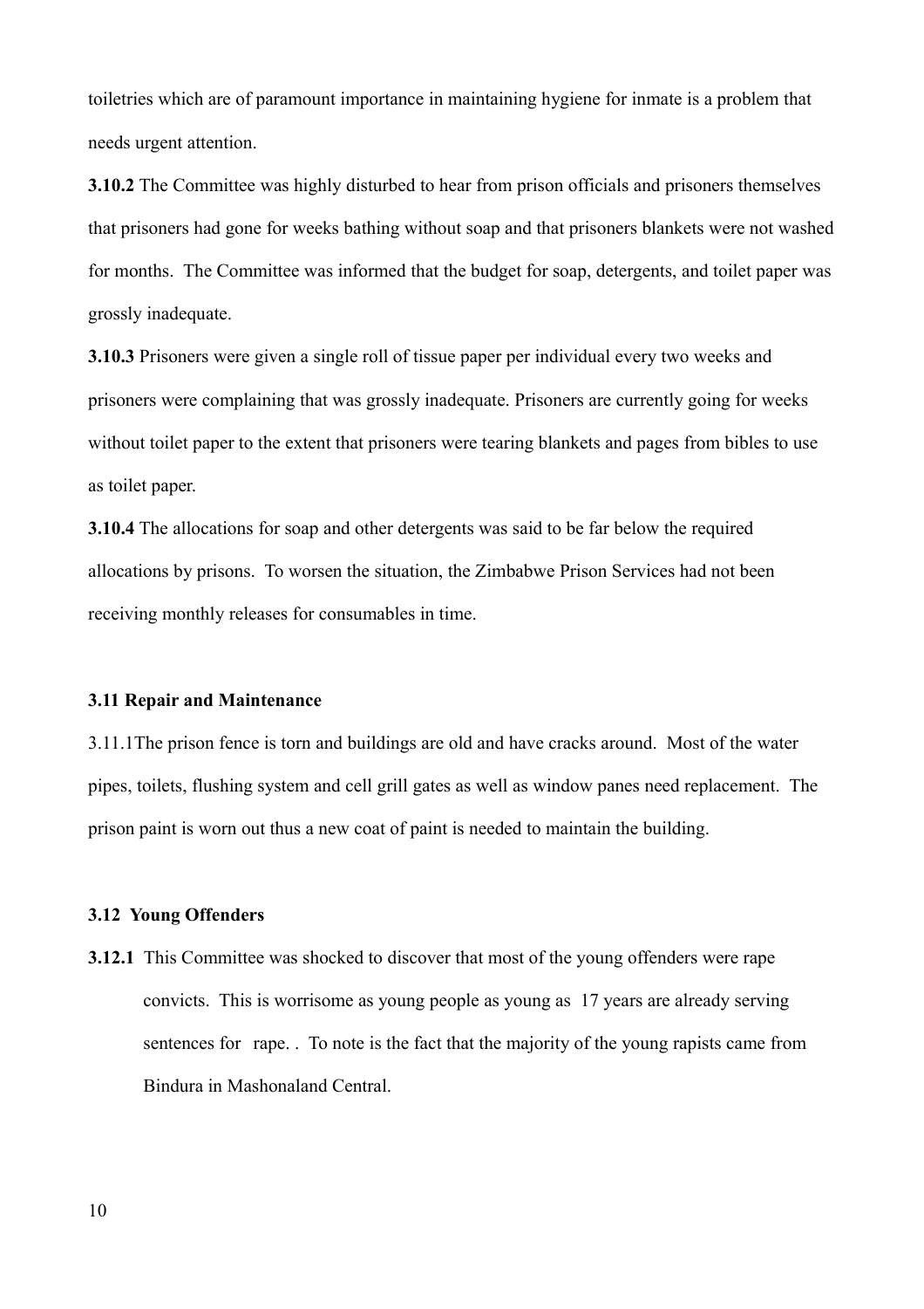toiletries which are of paramount importance in maintaining hygiene for inmate is a problem that needs urgent attention.

**3.10.2** The Committee was highly disturbed to hear from prison officials and prisoners themselves that prisoners had gone for weeks bathing without soap and that prisoners blankets were not washed for months. The Committee was informed that the budget for soap, detergents, and toilet paper was grossly inadequate.

**3.10.3** Prisoners were given a single roll of tissue paper per individual every two weeks and prisoners were complaining that was grossly inadequate. Prisoners are currently going for weeks without toilet paper to the extent that prisoners were tearing blankets and pages from bibles to use as toilet paper.

**3.10.4** The allocations for soap and other detergents was said to be far below the required allocations by prisons. To worsen the situation, the Zimbabwe Prison Services had not been receiving monthly releases for consumables in time.

### 3.11 Repair and Maintenance

3.11.1The prison fence is torn and buildings are old and have cracks around. Most of the water pipes, toilets, flushing system and cell grill gates as well as window panes need replacement. The prison paint is worn out thus a new coat of paint is needed to maintain the building.

### 3.12 Young Offenders

**3.12.1** This Committee was shocked to discover that most of the young offenders were rape convicts. This is worrisome as young people as young as 17 years are already serving sentences for rape. . To note is the fact that the majority of the young rapists came from Bindura in Mashonaland Central.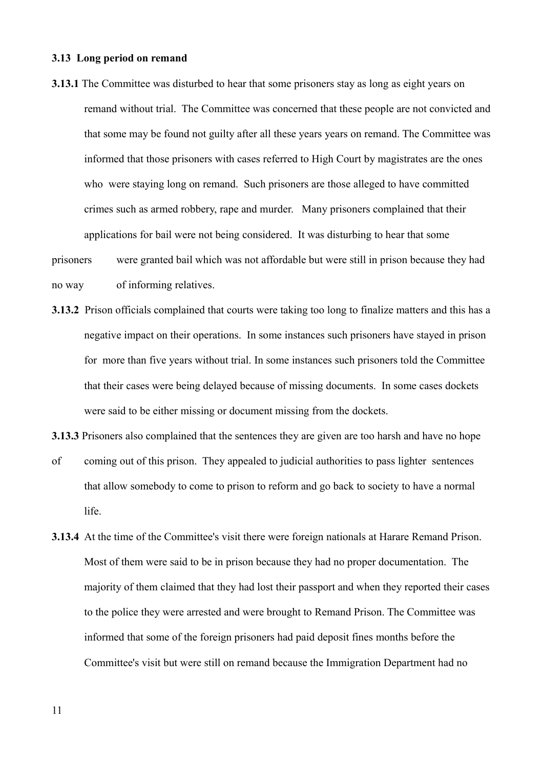**3.13 Long period on remand**

**3.13.1** The Committee was disturbed to hear that some prisoners stay as long as eight years on remand without trial. The Committee was concerned that these people are not convicted and that some may be found not guilty after all these years years on remand. The Committee was informed that those prisoners with cases referred to High Court by magistrates are the ones who were staying long on remand. Such prisoners are those alleged to have committed crimes such as armed robbery, rape and murder. Many prisoners complained that their applications for bail were not being considered. It was disturbing to hear that some prisoners were granted bail which was not affordable but were still in prison because they had no way of informing relatives.

**3.13.2** Prison officials complained that courts were taking too long to finalize matters and this has a negative impact on their operations. In some instances such prisoners have stayed in prison for more than five years without trial. In some instances such prisoners told the Committee that their cases were being delayed because of missing documents. In some cases dockets were said to be either missing or document missing from the dockets.

**3.13.3** Prisoners also complained that the sentences they are given are too harsh and have no hope of coming out of this prison. They appealed to judicial authorities to pass lighter sentences that allow somebody to come to prison to reform and go back to society to have a normal life.

**3.13.4** At the time of the Committee's visit there were foreign nationals at Harare Remand Prison. Most of them were said to be in prison because they had no proper documentation. The majority of them claimed that they had lost their passport and when they reported their cases to the police they were arrested and were brought to Remand Prison. The Committee was informed that some of the foreign prisoners had paid deposit fines months before the Committee's visit but were still on remand because the Immigration Department had no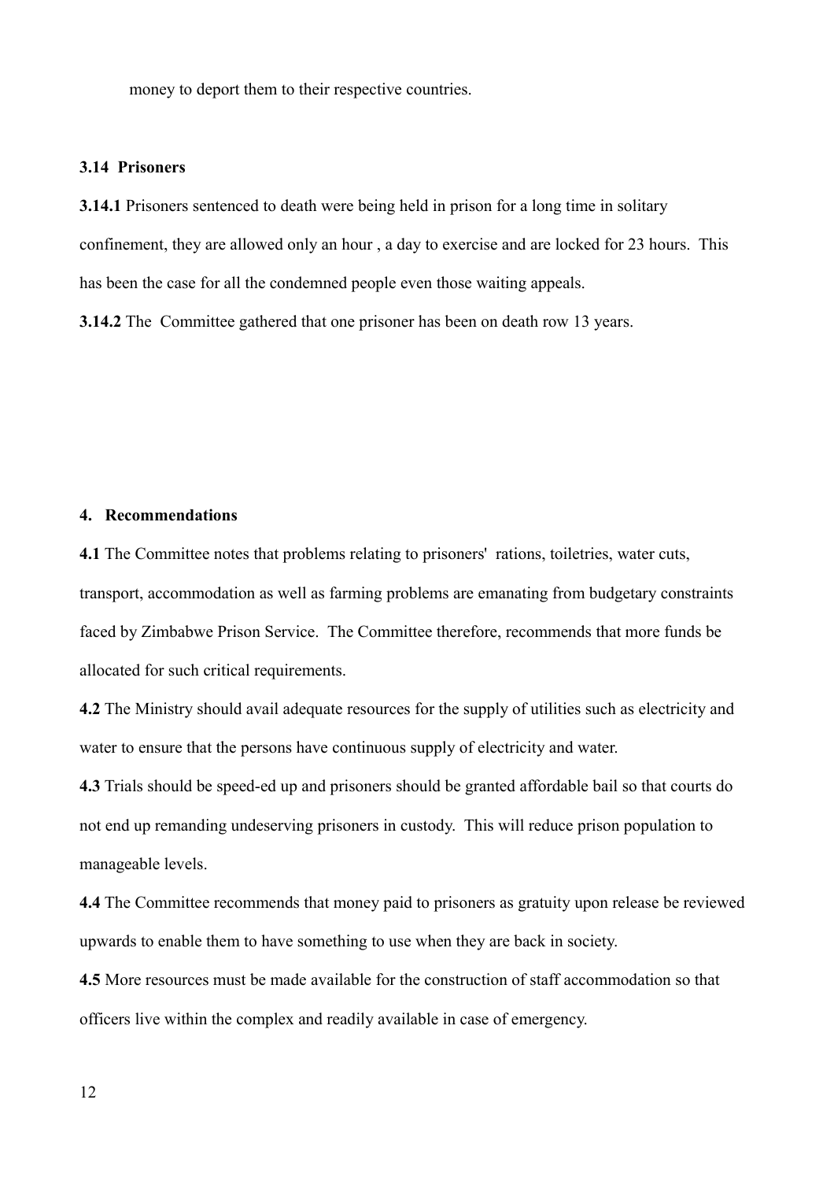money to deport them to their respective countries.

### 3.14 Prisoners

**3.14.1** Prisoners sentenced to death were being held in prison for a long time in solitary confinement, they are allowed only an hour , a day to exercise and are locked for 23 hours. This has been the case for all the condemned people even those waiting appeals.

**3.14.2** The Committee gathered that one prisoner has been on death row 13 years.

## 4. Recommendations

**4.1** The Committee notes that problems relating to prisoners' rations, toiletries, water cuts, transport, accommodation as well as farming problems are emanating from budgetary constraints faced by Zimbabwe Prison Service. The Committee therefore, recommends that more funds be allocated for such critical requirements.

**4.2** The Ministry should avail adequate resources for the supply of utilities such as electricity and water to ensure that the persons have continuous supply of electricity and water.

**4.3** Trials should be speed-ed up and prisoners should be granted affordable bail so that courts do not end up remanding undeserving prisoners in custody. This will reduce prison population to manageable levels.

**4.4** The Committee recommends that money paid to prisoners as gratuity upon release be reviewed upwards to enable them to have something to use when they are back in society.

**4.5** More resources must be made available for the construction of staff accommodation so that officers live within the complex and readily available in case of emergency.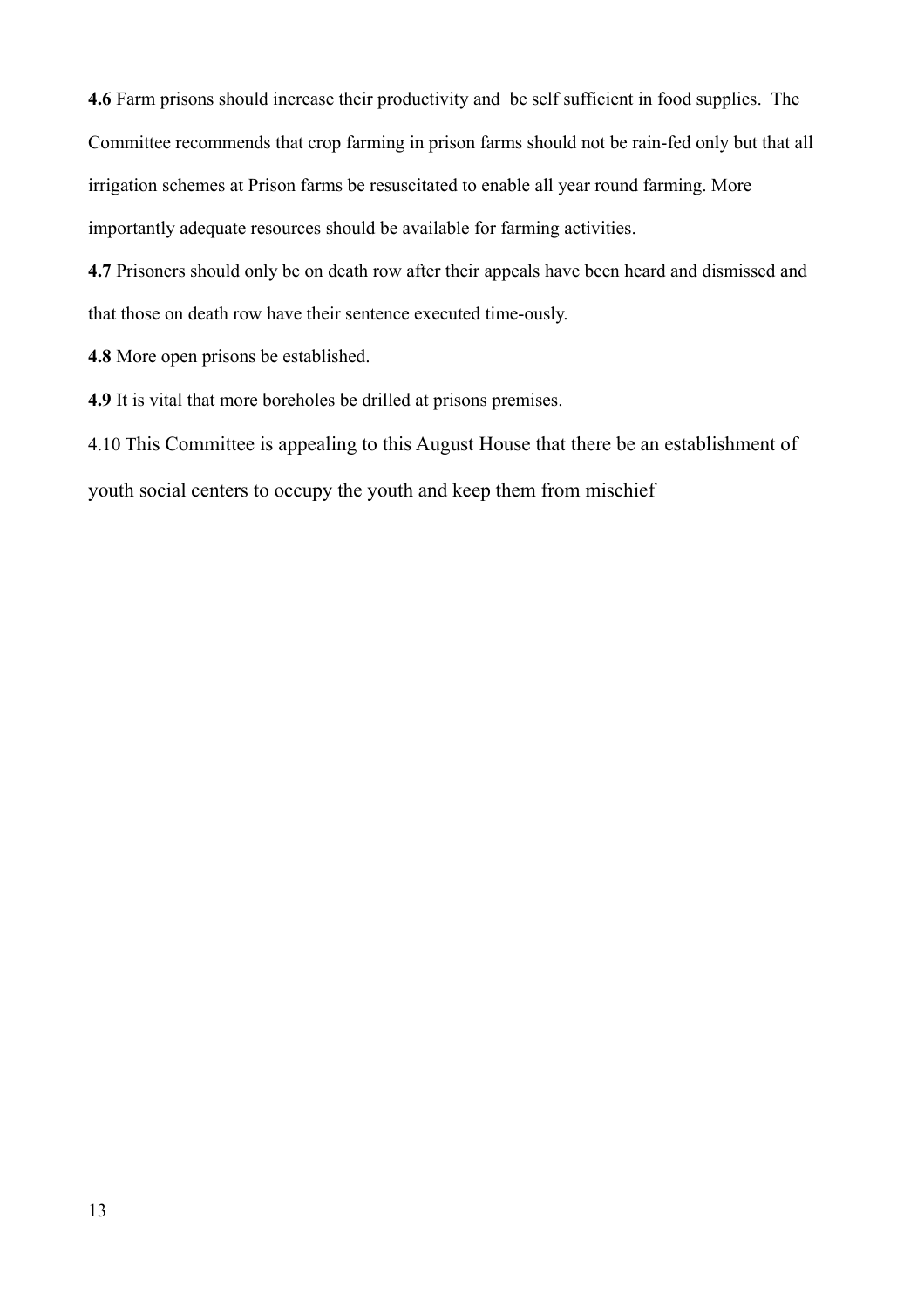**4.6** Farm prisons should increase their productivity and be self sufficient in food supplies. The Committee recommends that crop farming in prison farms should not be rain-fed only but that all irrigation schemes at Prison farms be resuscitated to enable all year round farming. More importantly adequate resources should be available for farming activities.

**4.7** Prisoners should only be on death row after their appeals have been heard and dismissed and that those on death row have their sentence executed time-ously.

**4.8** More open prisons be established.

**4.9** It is vital that more boreholes be drilled at prisons premises.

4.10 This Committee is appealing to this August House that there be an establishment of youth social centers to occupy the youth and keep them from mischief